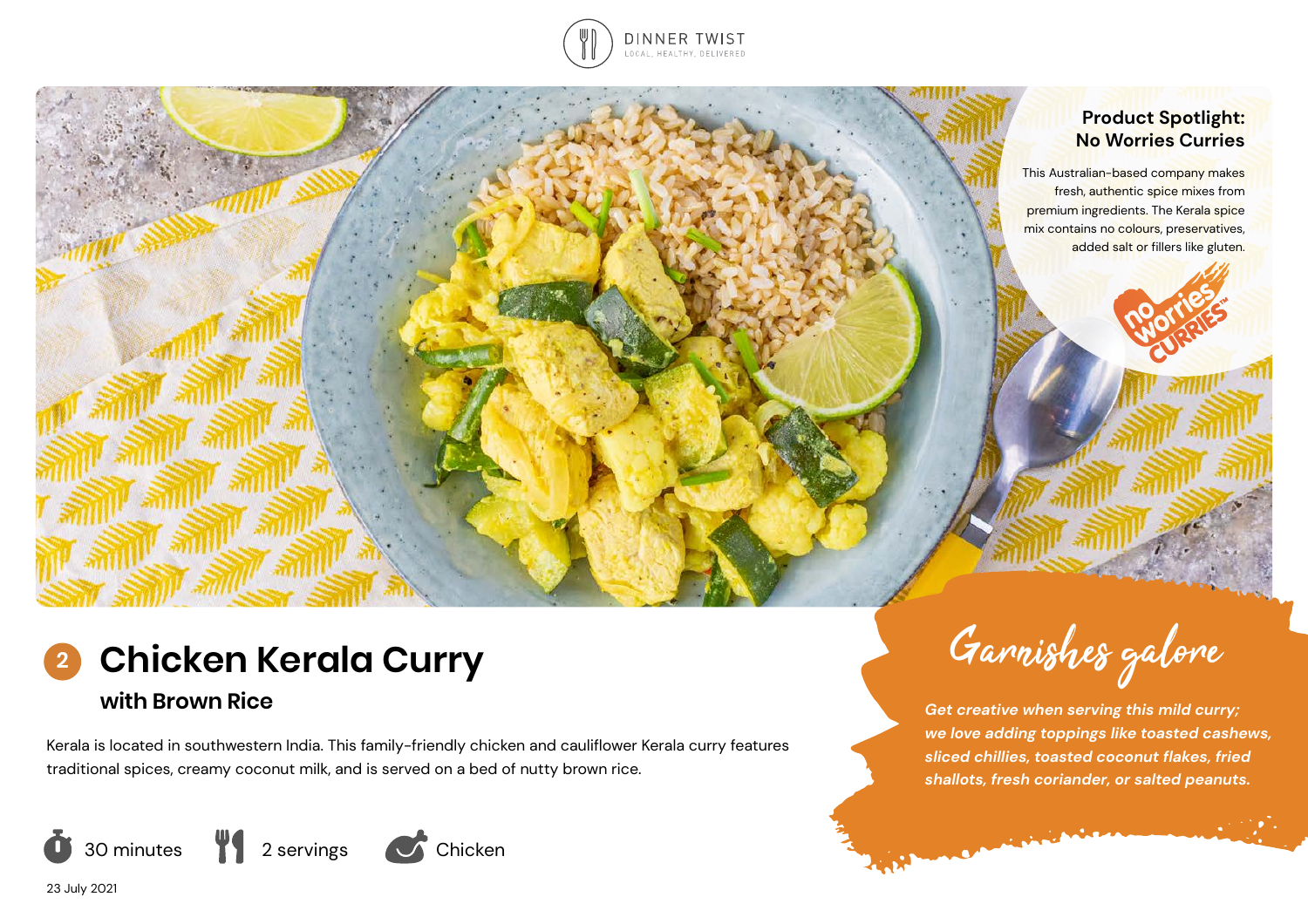DINNER TWIST
LOCAL, HEALTHY, DELIVERED

## Product Spotlight: No Worries Curries

This Australian-based company makes fresh, authentic spice mixes from premium ingredients. The Kerala spice mix contains no colours, preservatives, added salt or fillers like gluten.

# 2 Chicken Kerala Curry

## with Brown Rice

Kerala is located in southwestern India. This family-friendly chicken and cauliflower Kerala curry features traditional spices, creamy coconut milk, and is served on a bed of nutty brown rice.

30 minutes | 2 servings | Chicken

23 July 2021

## Garnishes galore

***Get creative when serving this mild curry; we love adding toppings like toasted cashews, sliced chillies, toasted coconut flakes, fried shallots, fresh coriander, or salted peanuts.***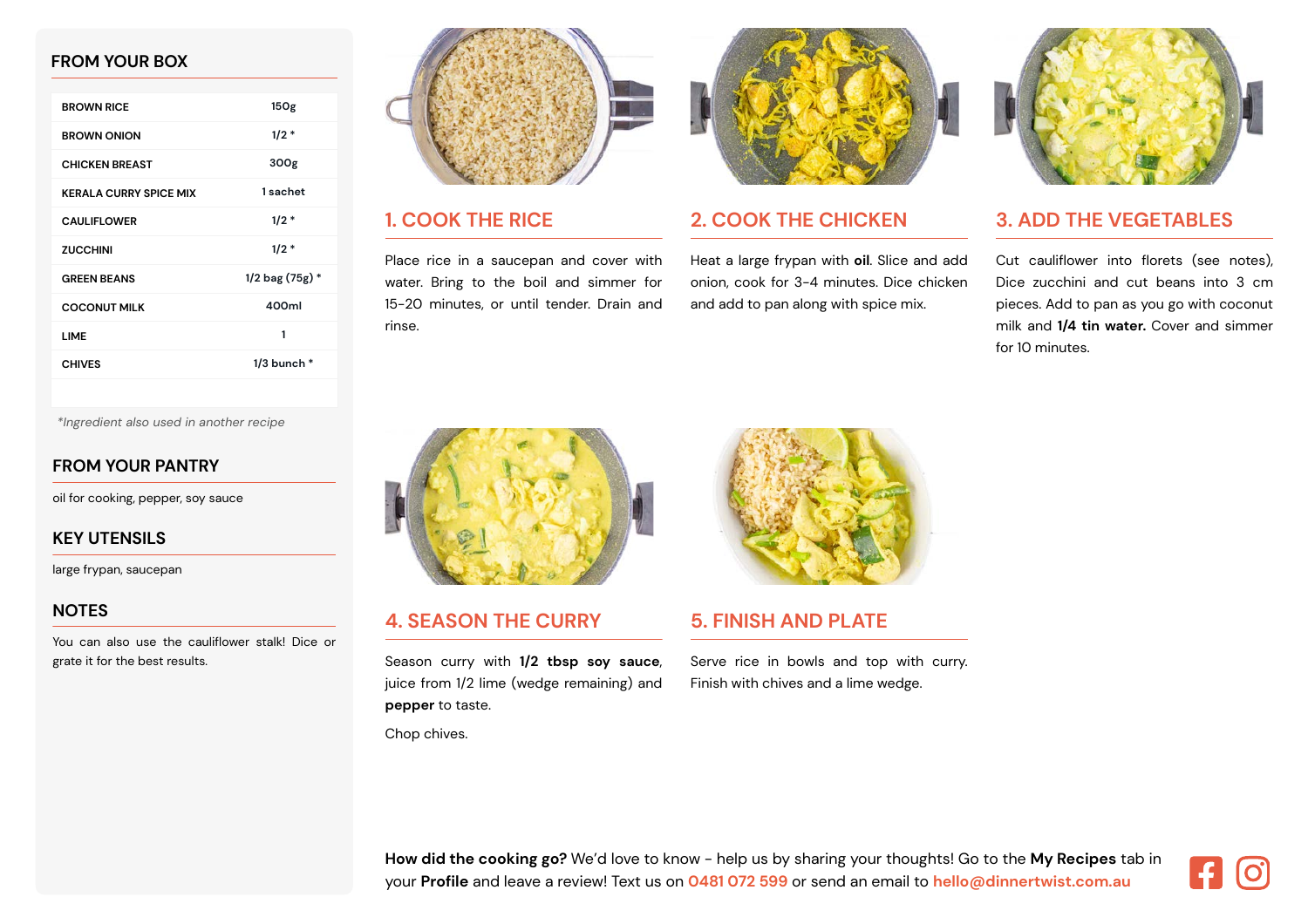## FROM YOUR BOX

| | |
|---|---|
| BROWN RICE | 150g |
| BROWN ONION | 1/2 * |
| CHICKEN BREAST | 300g |
| KERALA CURRY SPICE MIX | 1 sachet |
| CAULIFLOWER | 1/2 * |
| ZUCCHINI | 1/2 * |
| GREEN BEANS | 1/2 bag (75g) * |
| COCONUT MILK | 400ml |
| LIME | 1 |
| CHIVES | 1/3 bunch * |

*\*Ingredient also used in another recipe*

## FROM YOUR PANTRY

oil for cooking, pepper, soy sauce

## KEY UTENSILS

large frypan, saucepan

## NOTES

You can also use the cauliflower stalk! Dice or grate it for the best results.

## 1. COOK THE RICE

Place rice in a saucepan and cover with water. Bring to the boil and simmer for 15-20 minutes, or until tender. Drain and rinse.

## 2. COOK THE CHICKEN

Heat a large frypan with **oil**. Slice and add onion, cook for 3-4 minutes. Dice chicken and add to pan along with spice mix.

## 3. ADD THE VEGETABLES

Cut cauliflower into florets (see notes), Dice zucchini and cut beans into 3 cm pieces. Add to pan as you go with coconut milk and **1/4 tin water.** Cover and simmer for 10 minutes.

## 4. SEASON THE CURRY

Season curry with **1/2 tbsp soy sauce**, juice from 1/2 lime (wedge remaining) and **pepper** to taste.

Chop chives.

## 5. FINISH AND PLATE

Serve rice in bowls and top with curry. Finish with chives and a lime wedge.

**How did the cooking go?** We'd love to know - help us by sharing your thoughts! Go to the **My Recipes** tab in your **Profile** and leave a review! Text us on 0481 072 599 or send an email to hello@dinnertwist.com.au